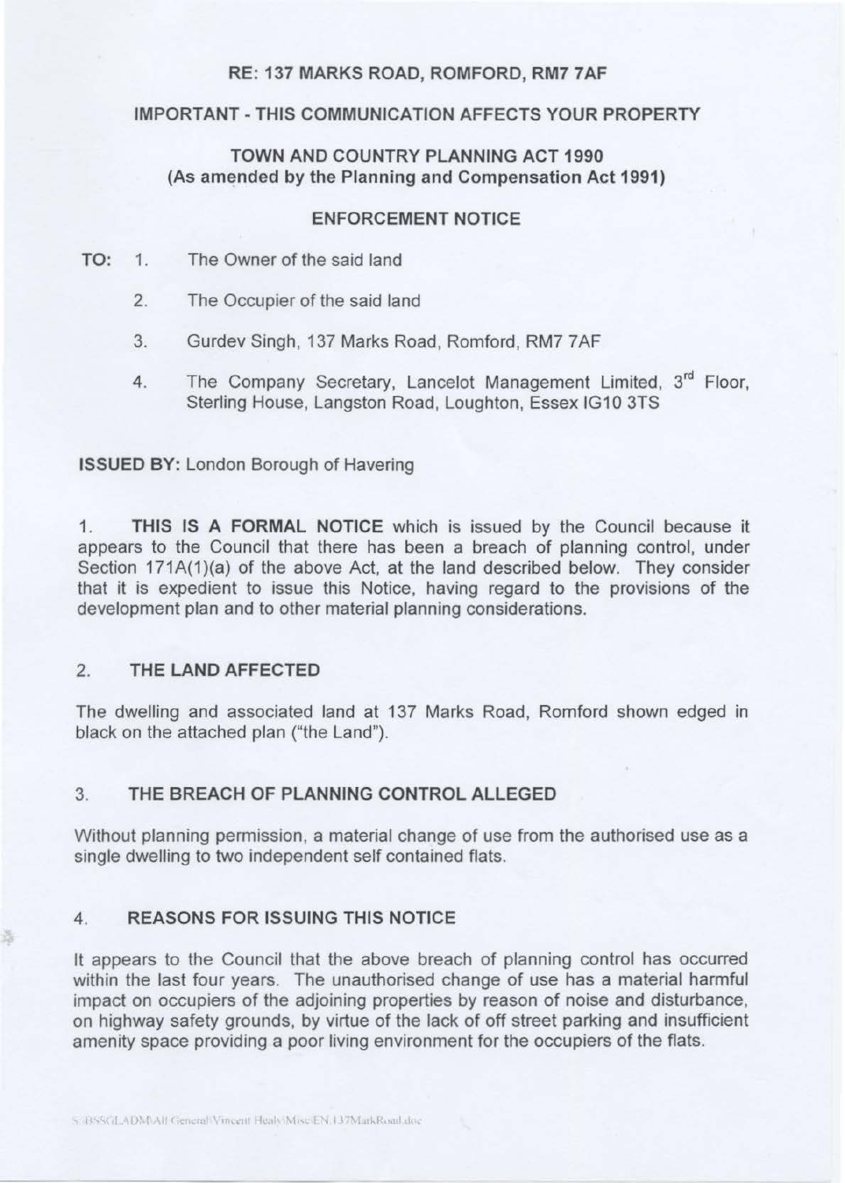**RE: 137 MARKS ROAD, ROMFORD, RM7 7AF**

**IMPORTANT - THIS COMMUNICATION AFFECTS YOUR PROPERTY**

**TOWN AND COUNTRY PLANNING ACT 1990**
**(As amended by the Planning and Compensation Act 1991)**

**ENFORCEMENT NOTICE**

**TO:**

1. The Owner of the said land
2. The Occupier of the said land
3. Gurdev Singh, 137 Marks Road, Romford, RM7 7AF
4. The Company Secretary, Lancelot Management Limited, 3rd Floor, Sterling House, Langston Road, Loughton, Essex IG10 3TS

**ISSUED BY:** London Borough of Havering

1. **THIS IS A FORMAL NOTICE** which is issued by the Council because it appears to the Council that there has been a breach of planning control, under Section 171A(1)(a) of the above Act, at the land described below. They consider that it is expedient to issue this Notice, having regard to the provisions of the development plan and to other material planning considerations.

## 2. THE LAND AFFECTED

The dwelling and associated land at 137 Marks Road, Romford shown edged in black on the attached plan ("the Land").

## 3. THE BREACH OF PLANNING CONTROL ALLEGED

Without planning permission, a material change of use from the authorised use as a single dwelling to two independent self contained flats.

## 4. REASONS FOR ISSUING THIS NOTICE

It appears to the Council that the above breach of planning control has occurred within the last four years. The unauthorised change of use has a material harmful impact on occupiers of the adjoining properties by reason of noise and disturbance, on highway safety grounds, by virtue of the lack of off street parking and insufficient amenity space providing a poor living environment for the occupiers of the flats.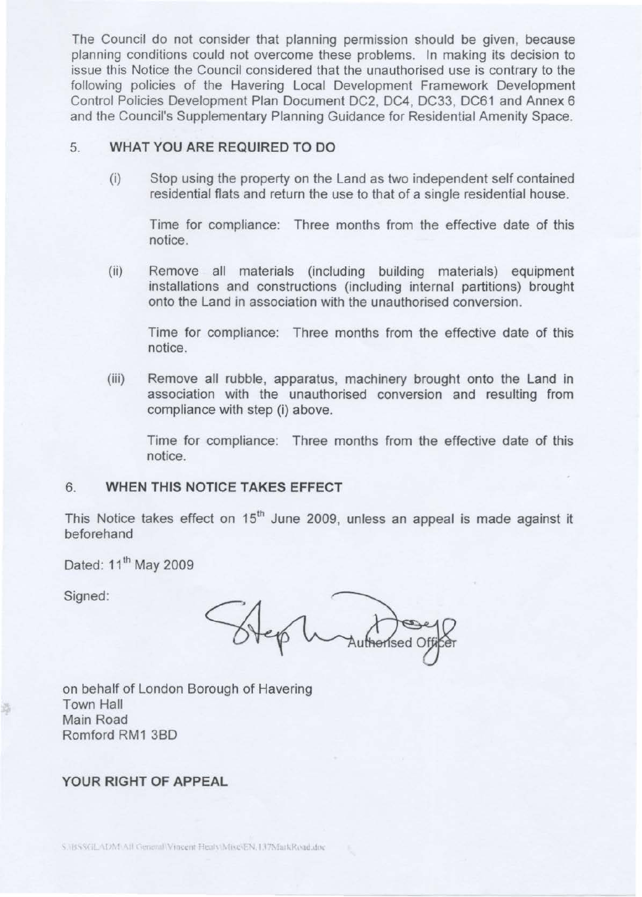The Council do not consider that planning permission should be given, because planning conditions could not overcome these problems. In making its decision to issue this Notice the Council considered that the unauthorised use is contrary to the following policies of the Havering Local Development Framework Development Control Policies Development Plan Document DC2, DC4, DC33, DC61 and Annex 6 and the Council's Supplementary Planning Guidance for Residential Amenity Space.

## 5. WHAT YOU ARE REQUIRED TO DO

(i) Stop using the property on the Land as two independent self contained residential flats and return the use to that of a single residential house.

Time for compliance: Three months from the effective date of this notice.

(ii) Remove all materials (including building materials) equipment installations and constructions (including internal partitions) brought onto the Land in association with the unauthorised conversion.

Time for compliance: Three months from the effective date of this notice.

(iii) Remove all rubble, apparatus, machinery brought onto the Land in association with the unauthorised conversion and resulting from compliance with step (i) above.

Time for compliance: Three months from the effective date of this notice.

## 6. WHEN THIS NOTICE TAKES EFFECT

This Notice takes effect on 15th June 2009, unless an appeal is made against it beforehand

Dated: 11th May 2009

Signed:

Authorised Officer

on behalf of London Borough of Havering
Town Hall
Main Road
Romford RM1 3BD

**YOUR RIGHT OF APPEAL**

S:\BSSGLADM\All General\Vincent Healy\Misc\EN.137MarkRoad.doc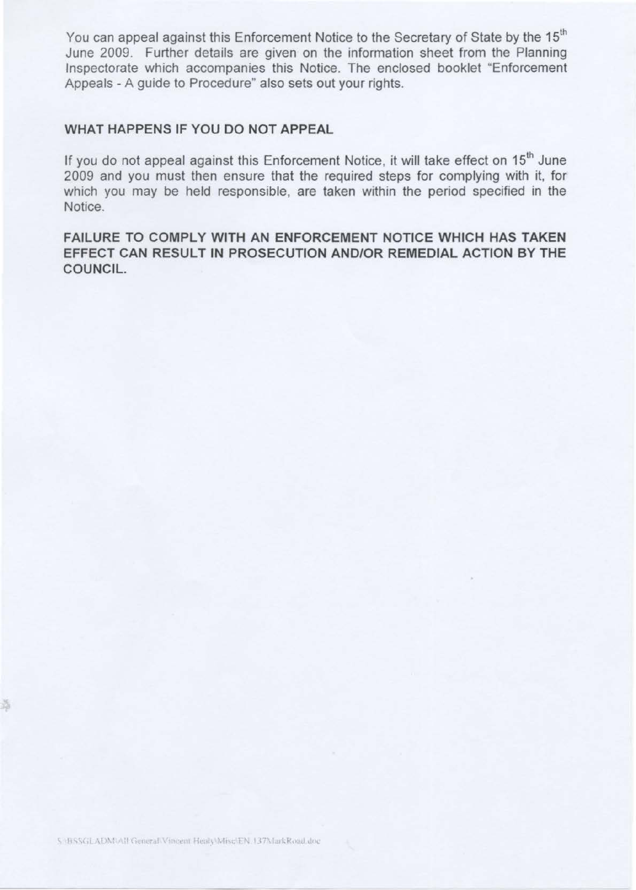You can appeal against this Enforcement Notice to the Secretary of State by the 15th June 2009. Further details are given on the information sheet from the Planning Inspectorate which accompanies this Notice. The enclosed booklet "Enforcement Appeals - A guide to Procedure" also sets out your rights.

**WHAT HAPPENS IF YOU DO NOT APPEAL**

If you do not appeal against this Enforcement Notice, it will take effect on 15th June 2009 and you must then ensure that the required steps for complying with it, for which you may be held responsible, are taken within the period specified in the Notice.

**FAILURE TO COMPLY WITH AN ENFORCEMENT NOTICE WHICH HAS TAKEN EFFECT CAN RESULT IN PROSECUTION AND/OR REMEDIAL ACTION BY THE COUNCIL.**

S:\BSSGLADM\All General\Vincent Healy\Misc\EN 137MarkRoad.doc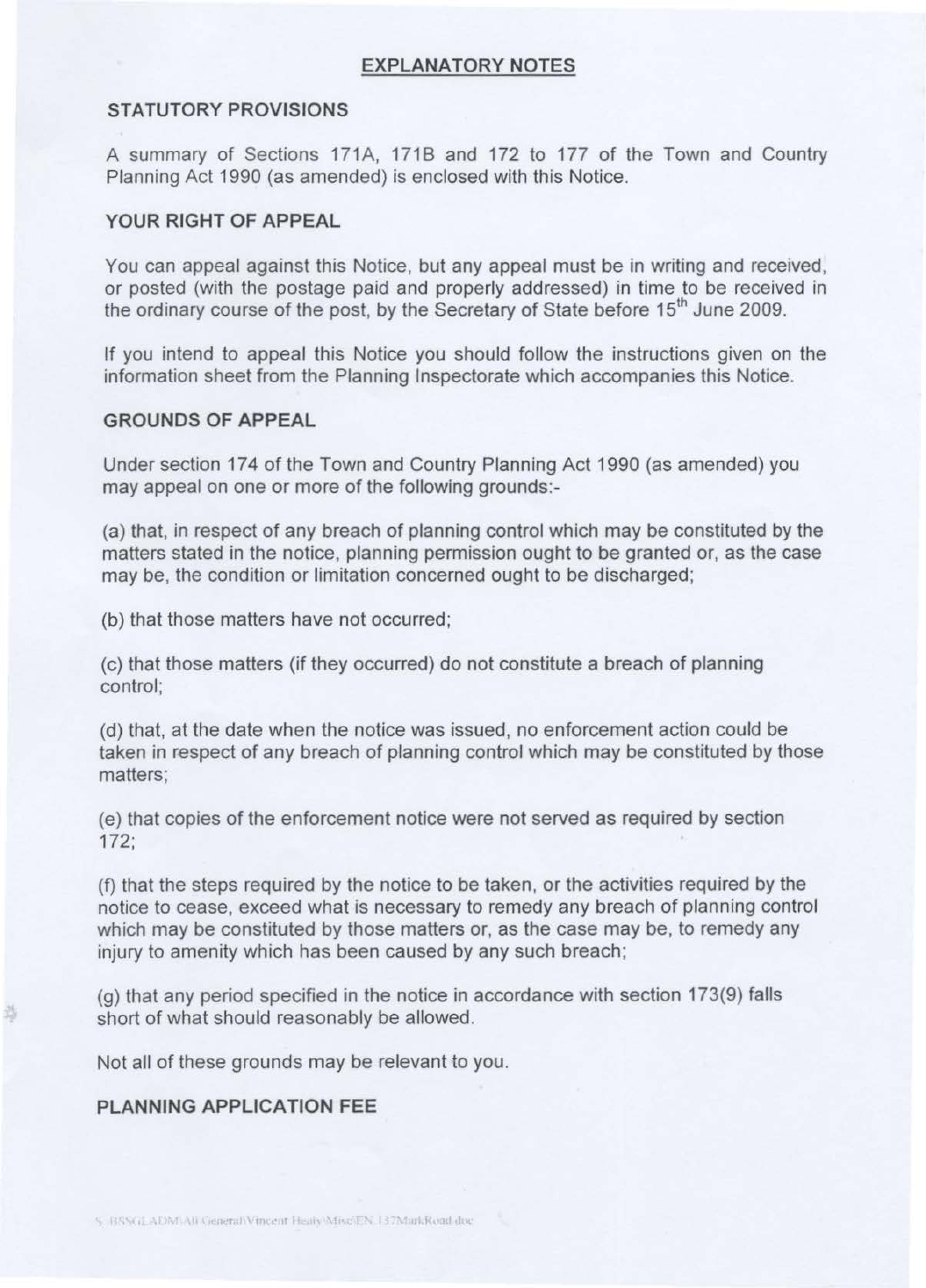## EXPLANATORY NOTES

### STATUTORY PROVISIONS

A summary of Sections 171A, 171B and 172 to 177 of the Town and Country Planning Act 1990 (as amended) is enclosed with this Notice.

### YOUR RIGHT OF APPEAL

You can appeal against this Notice, but any appeal must be in writing and received, or posted (with the postage paid and properly addressed) in time to be received in the ordinary course of the post, by the Secretary of State before 15th June 2009.

If you intend to appeal this Notice you should follow the instructions given on the information sheet from the Planning Inspectorate which accompanies this Notice.

### GROUNDS OF APPEAL

Under section 174 of the Town and Country Planning Act 1990 (as amended) you may appeal on one or more of the following grounds:-

(a) that, in respect of any breach of planning control which may be constituted by the matters stated in the notice, planning permission ought to be granted or, as the case may be, the condition or limitation concerned ought to be discharged;

(b) that those matters have not occurred;

(c) that those matters (if they occurred) do not constitute a breach of planning control;

(d) that, at the date when the notice was issued, no enforcement action could be taken in respect of any breach of planning control which may be constituted by those matters;

(e) that copies of the enforcement notice were not served as required by section 172;

(f) that the steps required by the notice to be taken, or the activities required by the notice to cease, exceed what is necessary to remedy any breach of planning control which may be constituted by those matters or, as the case may be, to remedy any injury to amenity which has been caused by any such breach;

(g) that any period specified in the notice in accordance with section 173(9) falls short of what should reasonably be allowed.

Not all of these grounds may be relevant to you.

### PLANNING APPLICATION FEE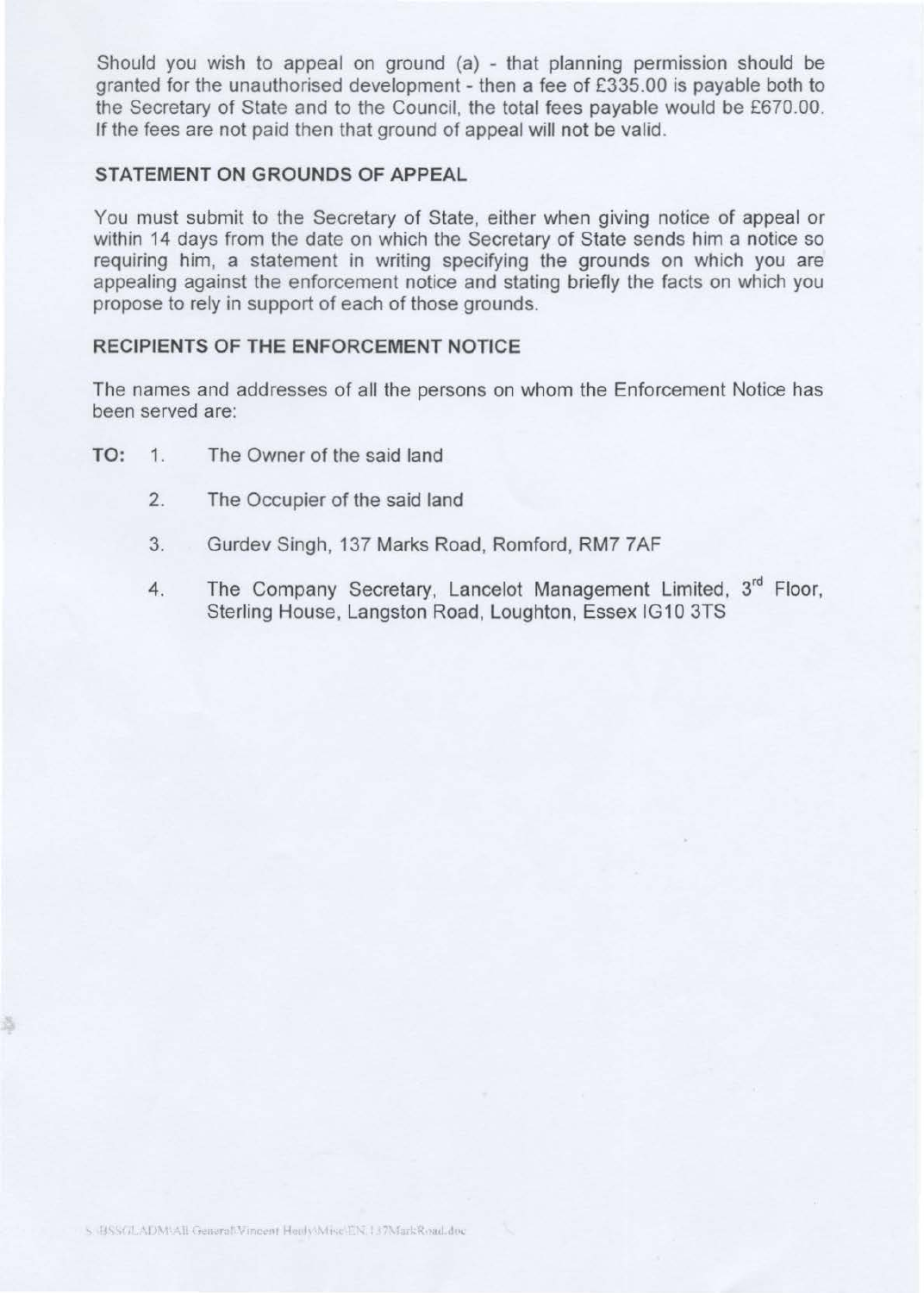Should you wish to appeal on ground (a) - that planning permission should be granted for the unauthorised development - then a fee of £335.00 is payable both to the Secretary of State and to the Council, the total fees payable would be £670.00. If the fees are not paid then that ground of appeal will not be valid.

**STATEMENT ON GROUNDS OF APPEAL**

You must submit to the Secretary of State, either when giving notice of appeal or within 14 days from the date on which the Secretary of State sends him a notice so requiring him, a statement in writing specifying the grounds on which you are appealing against the enforcement notice and stating briefly the facts on which you propose to rely in support of each of those grounds.

**RECIPIENTS OF THE ENFORCEMENT NOTICE**

The names and addresses of all the persons on whom the Enforcement Notice has been served are:

**TO:**

1. The Owner of the said land
2. The Occupier of the said land
3. Gurdev Singh, 137 Marks Road, Romford, RM7 7AF
4. The Company Secretary, Lancelot Management Limited, 3rd Floor, Sterling House, Langston Road, Loughton, Essex IG10 3TS

S:\BSSGLADM\All General\Vincent Healy\Misc\EN 137MarkRoad.doc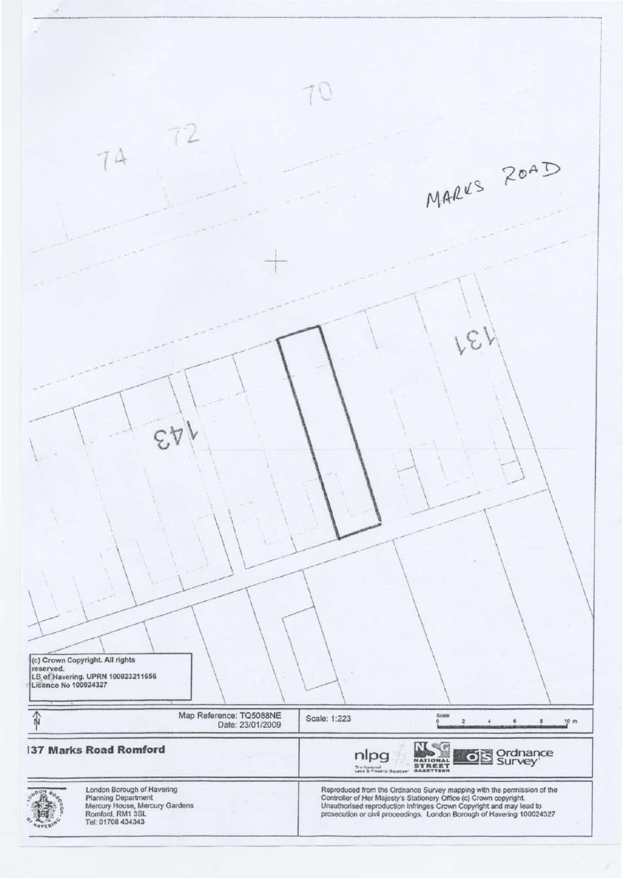70

72

74

MARKS ROAD

131

143

(c) Crown Copyright. All rights reserved.
LB of Havering. UPRN 100023211656
Licence No 100024327

Map Reference: TQ5088NE
Date: 23/01/2009

Scale: 1:223

Scale
0 2 4 6 8 10 m

**137 Marks Road Romford**

nlpg The National Land & Property Gazetteer

NATIONAL STREET GAZETTEER

OS Ordnance Survey

London Borough of Havering
Planning Department
Mercury House, Mercury Gardens
Romford, RM1 3SL
Tel: 01708 434343

Reproduced from the Ordnance Survey mapping with the permission of the Controller of Her Majesty's Stationery Office (c) Crown copyright. Unauthorised reproduction infringes Crown Copyright and may lead to prosecution or civil proceedings. London Borough of Havering 100024327